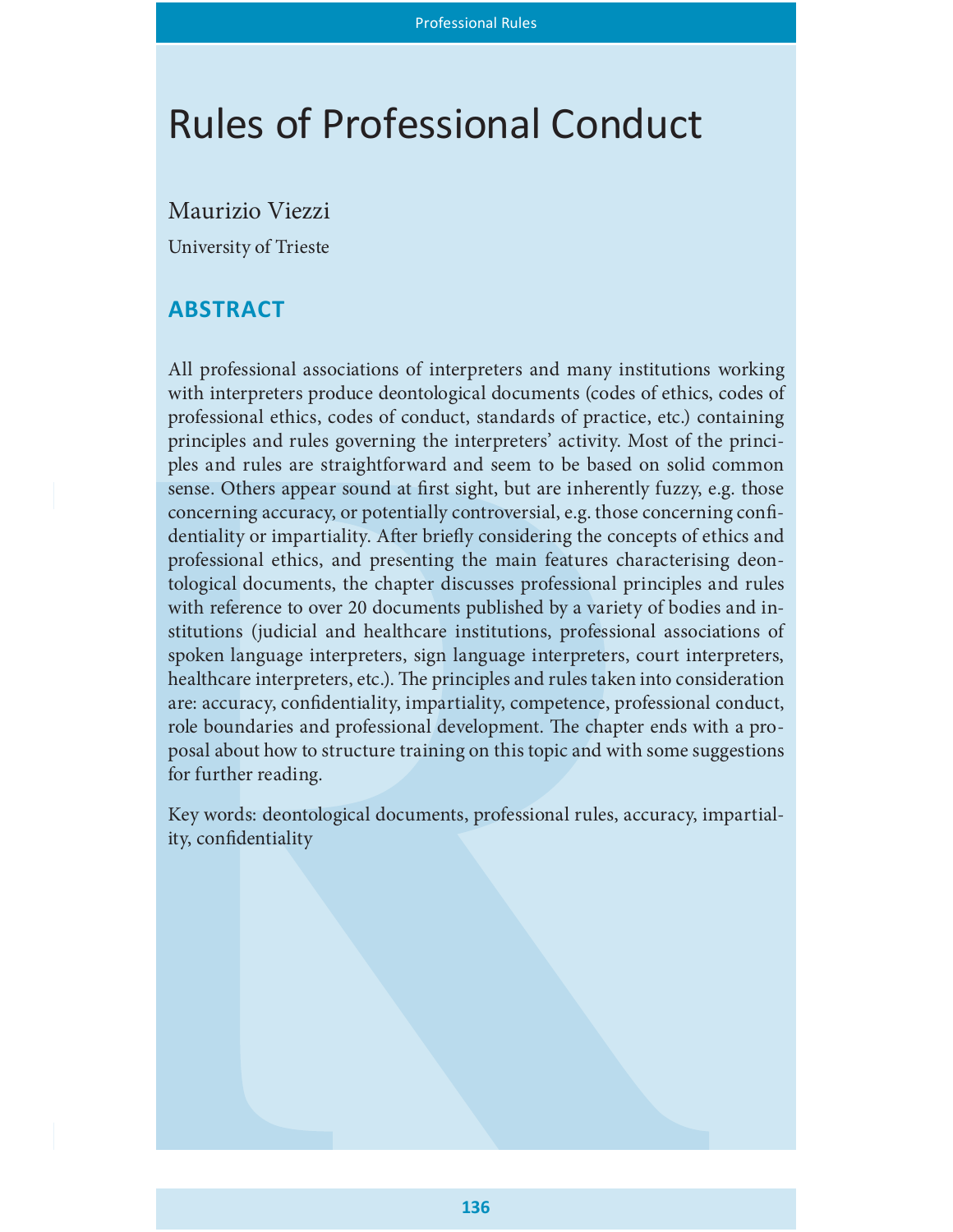# Rules of Professional Conduct

Maurizio Viezzi

University of Trieste

## ABSTRACT

All professional associations of interpreters and many institutions working with interpreters produce deontological documents (codes of ethics, codes of professional ethics, codes of conduct, standards of practice, etc.) containing principles and rules governing the interpreters' activity. Most of the principles and rules are straightforward and seem to be based on solid common sense. Others appear sound at first sight, but are inherently fuzzy, e.g. those concerning accuracy, or potentially controversial, e.g. those concerning confidentiality or impartiality. After briefly considering the concepts of ethics and professional ethics, and presenting the main features characterising deontological documents, the chapter discusses professional principles and rules with reference to over 20 documents published by a variety of bodies and institutions (judicial and healthcare institutions, professional associations of spoken language interpreters, sign language interpreters, court interpreters, healthcare interpreters, etc.). The principles and rules taken into consideration are: accuracy, confidentiality, impartiality, competence, professional conduct, role boundaries and professional development. The chapter ends with a proposal about how to structure training on this topic and with some suggestions for further reading.

Key words: deontological documents, professional rules, accuracy, impartiality, confidentiality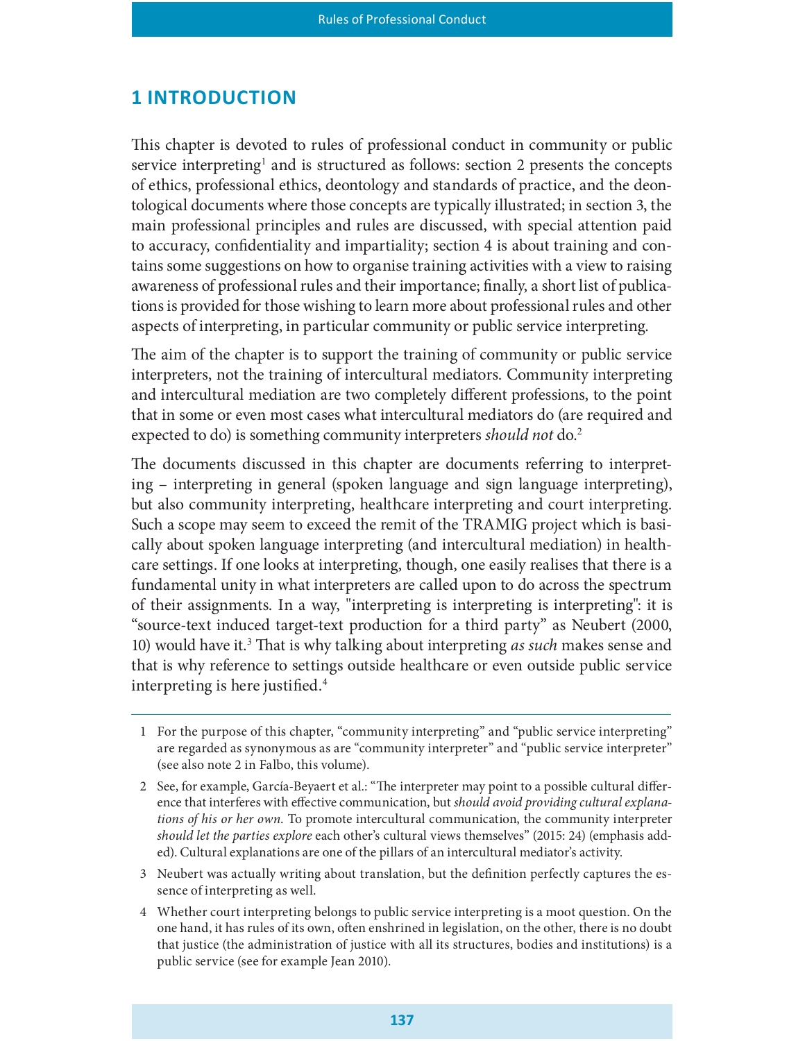# 1 INTRODUCTION

This chapter is devoted to rules of professional conduct in community or public service interpreting[1] and is structured as follows: section 2 presents the concepts of ethics, professional ethics, deontology and standards of practice, and the deontological documents where those concepts are typically illustrated; in section 3, the main professional principles and rules are discussed, with special attention paid to accuracy, confidentiality and impartiality; section 4 is about training and contains some suggestions on how to organise training activities with a view to raising awareness of professional rules and their importance; finally, a short list of publications is provided for those wishing to learn more about professional rules and other aspects of interpreting, in particular community or public service interpreting.

The aim of the chapter is to support the training of community or public service interpreters, not the training of intercultural mediators. Community interpreting and intercultural mediation are two completely different professions, to the point that in some or even most cases what intercultural mediators do (are required and expected to do) is something community interpreters *should not* do.[2]

The documents discussed in this chapter are documents referring to interpreting – interpreting in general (spoken language and sign language interpreting), but also community interpreting, healthcare interpreting and court interpreting. Such a scope may seem to exceed the remit of the TRAMIG project which is basically about spoken language interpreting (and intercultural mediation) in healthcare settings. If one looks at interpreting, though, one easily realises that there is a fundamental unity in what interpreters are called upon to do across the spectrum of their assignments. In a way, "interpreting is interpreting is interpreting": it is "source-text induced target-text production for a third party" as Neubert (2000, 10) would have it.[3] That is why talking about interpreting *as such* makes sense and that is why reference to settings outside healthcare or even outside public service interpreting is here justified.[4]

---

1 For the purpose of this chapter, "community interpreting" and "public service interpreting" are regarded as synonymous as are "community interpreter" and "public service interpreter" (see also note 2 in Falbo, this volume).

2 See, for example, García-Beyaert et al.: "The interpreter may point to a possible cultural difference that interferes with effective communication, but *should avoid providing cultural explanations of his or her own*. To promote intercultural communication, the community interpreter *should let the parties explore* each other's cultural views themselves" (2015: 24) (emphasis added). Cultural explanations are one of the pillars of an intercultural mediator's activity.

3 Neubert was actually writing about translation, but the definition perfectly captures the essence of interpreting as well.

4 Whether court interpreting belongs to public service interpreting is a moot question. On the one hand, it has rules of its own, often enshrined in legislation, on the other, there is no doubt that justice (the administration of justice with all its structures, bodies and institutions) is a public service (see for example Jean 2010).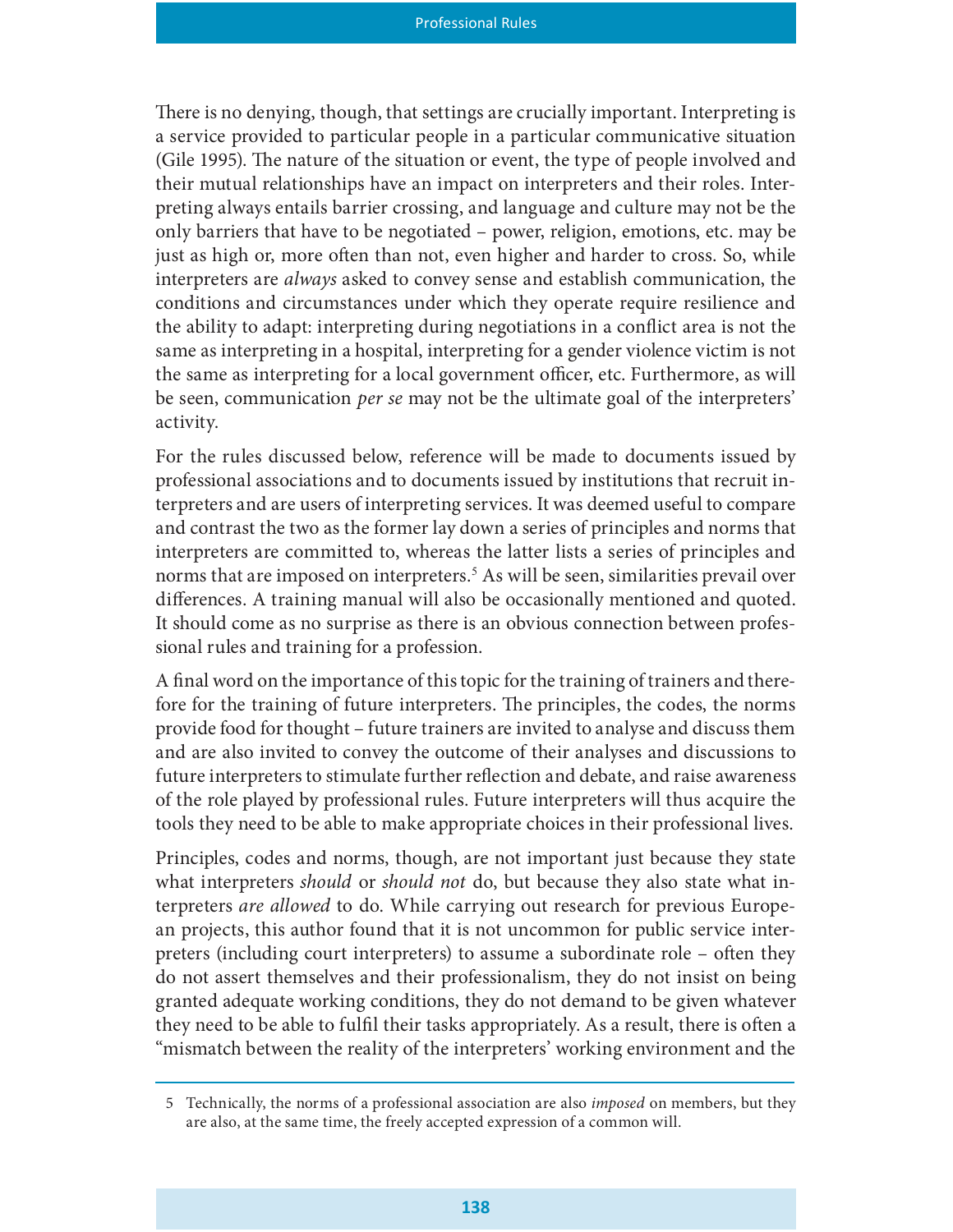There is no denying, though, that settings are crucially important. Interpreting is a service provided to particular people in a particular communicative situation (Gile 1995). The nature of the situation or event, the type of people involved and their mutual relationships have an impact on interpreters and their roles. Interpreting always entails barrier crossing, and language and culture may not be the only barriers that have to be negotiated – power, religion, emotions, etc. may be just as high or, more often than not, even higher and harder to cross. So, while interpreters are *always* asked to convey sense and establish communication, the conditions and circumstances under which they operate require resilience and the ability to adapt: interpreting during negotiations in a conflict area is not the same as interpreting in a hospital, interpreting for a gender violence victim is not the same as interpreting for a local government officer, etc. Furthermore, as will be seen, communication *per se* may not be the ultimate goal of the interpreters' activity.

For the rules discussed below, reference will be made to documents issued by professional associations and to documents issued by institutions that recruit interpreters and are users of interpreting services. It was deemed useful to compare and contrast the two as the former lay down a series of principles and norms that interpreters are committed to, whereas the latter lists a series of principles and norms that are imposed on interpreters.[5] As will be seen, similarities prevail over differences. A training manual will also be occasionally mentioned and quoted. It should come as no surprise as there is an obvious connection between professional rules and training for a profession.

A final word on the importance of this topic for the training of trainers and therefore for the training of future interpreters. The principles, the codes, the norms provide food for thought – future trainers are invited to analyse and discuss them and are also invited to convey the outcome of their analyses and discussions to future interpreters to stimulate further reflection and debate, and raise awareness of the role played by professional rules. Future interpreters will thus acquire the tools they need to be able to make appropriate choices in their professional lives.

Principles, codes and norms, though, are not important just because they state what interpreters *should* or *should not* do, but because they also state what interpreters *are allowed* to do. While carrying out research for previous European projects, this author found that it is not uncommon for public service interpreters (including court interpreters) to assume a subordinate role – often they do not assert themselves and their professionalism, they do not insist on being granted adequate working conditions, they do not demand to be given whatever they need to be able to fulfil their tasks appropriately. As a result, there is often a "mismatch between the reality of the interpreters' working environment and the

---

5 Technically, the norms of a professional association are also *imposed* on members, but they are also, at the same time, the freely accepted expression of a common will.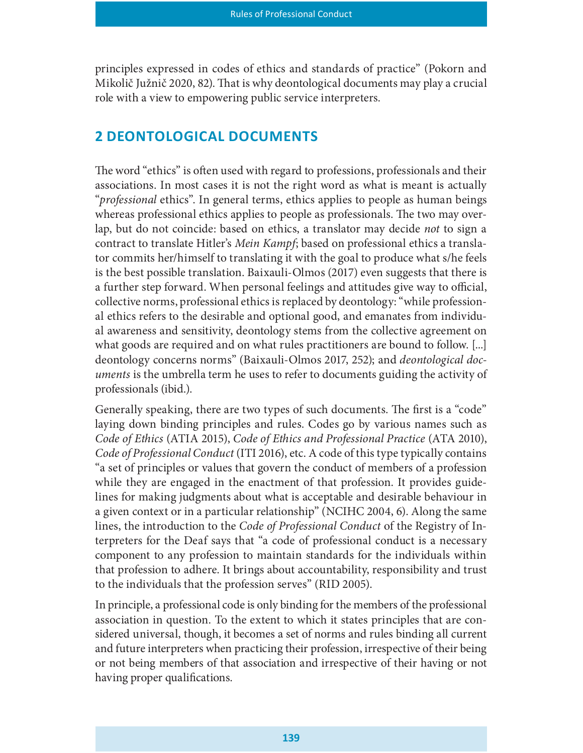principles expressed in codes of ethics and standards of practice" (Pokorn and Mikolič Južnič 2020, 82). That is why deontological documents may play a crucial role with a view to empowering public service interpreters.

## 2 DEONTOLOGICAL DOCUMENTS

The word "ethics" is often used with regard to professions, professionals and their associations. In most cases it is not the right word as what is meant is actually "*professional* ethics". In general terms, ethics applies to people as human beings whereas professional ethics applies to people as professionals. The two may overlap, but do not coincide: based on ethics, a translator may decide *not* to sign a contract to translate Hitler's *Mein Kampf*; based on professional ethics a translator commits her/himself to translating it with the goal to produce what s/he feels is the best possible translation. Baixauli-Olmos (2017) even suggests that there is a further step forward. When personal feelings and attitudes give way to official, collective norms, professional ethics is replaced by deontology: "while professional ethics refers to the desirable and optional good, and emanates from individual awareness and sensitivity, deontology stems from the collective agreement on what goods are required and on what rules practitioners are bound to follow. [...] deontology concerns norms" (Baixauli-Olmos 2017, 252); and *deontological documents* is the umbrella term he uses to refer to documents guiding the activity of professionals (ibid.).

Generally speaking, there are two types of such documents. The first is a "code" laying down binding principles and rules. Codes go by various names such as *Code of Ethics* (ATIA 2015), *Code of Ethics and Professional Practice* (ATA 2010), *Code of Professional Conduct* (ITI 2016), etc. A code of this type typically contains "a set of principles or values that govern the conduct of members of a profession while they are engaged in the enactment of that profession. It provides guidelines for making judgments about what is acceptable and desirable behaviour in a given context or in a particular relationship" (NCIHC 2004, 6). Along the same lines, the introduction to the *Code of Professional Conduct* of the Registry of Interpreters for the Deaf says that "a code of professional conduct is a necessary component to any profession to maintain standards for the individuals within that profession to adhere. It brings about accountability, responsibility and trust to the individuals that the profession serves" (RID 2005).

In principle, a professional code is only binding for the members of the professional association in question. To the extent to which it states principles that are considered universal, though, it becomes a set of norms and rules binding all current and future interpreters when practicing their profession, irrespective of their being or not being members of that association and irrespective of their having or not having proper qualifications.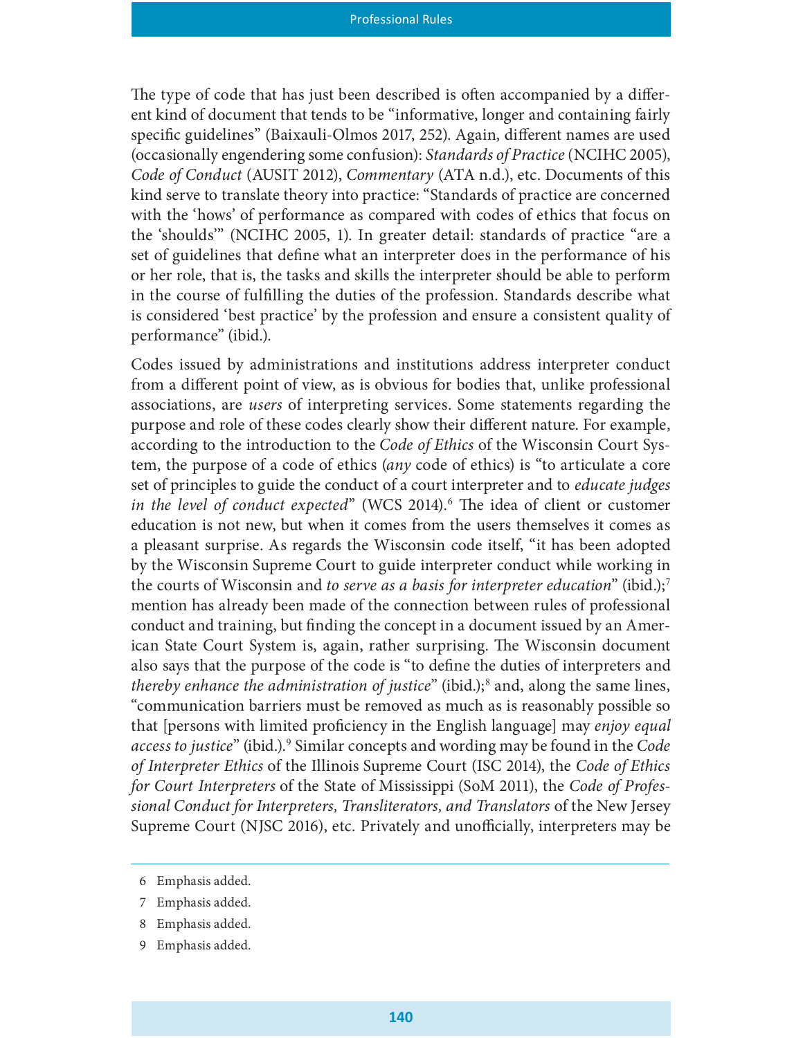The type of code that has just been described is often accompanied by a different kind of document that tends to be "informative, longer and containing fairly specific guidelines" (Baixauli-Olmos 2017, 252). Again, different names are used (occasionally engendering some confusion): *Standards of Practice* (NCIHC 2005), *Code of Conduct* (AUSIT 2012), *Commentary* (ATA n.d.), etc. Documents of this kind serve to translate theory into practice: "Standards of practice are concerned with the 'hows' of performance as compared with codes of ethics that focus on the 'shoulds'" (NCIHC 2005, 1). In greater detail: standards of practice "are a set of guidelines that define what an interpreter does in the performance of his or her role, that is, the tasks and skills the interpreter should be able to perform in the course of fulfilling the duties of the profession. Standards describe what is considered 'best practice' by the profession and ensure a consistent quality of performance" (ibid.).

Codes issued by administrations and institutions address interpreter conduct from a different point of view, as is obvious for bodies that, unlike professional associations, are *users* of interpreting services. Some statements regarding the purpose and role of these codes clearly show their different nature. For example, according to the introduction to the *Code of Ethics* of the Wisconsin Court System, the purpose of a code of ethics (*any* code of ethics) is "to articulate a core set of principles to guide the conduct of a court interpreter and to *educate judges in the level of conduct expected*" (WCS 2014).[6] The idea of client or customer education is not new, but when it comes from the users themselves it comes as a pleasant surprise. As regards the Wisconsin code itself, "it has been adopted by the Wisconsin Supreme Court to guide interpreter conduct while working in the courts of Wisconsin and *to serve as a basis for interpreter education*" (ibid.);[7] mention has already been made of the connection between rules of professional conduct and training, but finding the concept in a document issued by an American State Court System is, again, rather surprising. The Wisconsin document also says that the purpose of the code is "to define the duties of interpreters and *thereby enhance the administration of justice*" (ibid.);[8] and, along the same lines, "communication barriers must be removed as much as is reasonably possible so that [persons with limited proficiency in the English language] may *enjoy equal access to justice*" (ibid.).[9] Similar concepts and wording may be found in the *Code of Interpreter Ethics* of the Illinois Supreme Court (ISC 2014), the *Code of Ethics for Court Interpreters* of the State of Mississippi (SoM 2011), the *Code of Professional Conduct for Interpreters, Transliterators, and Translators* of the New Jersey Supreme Court (NJSC 2016), etc. Privately and unofficially, interpreters may be

---

6 Emphasis added.

7 Emphasis added.

8 Emphasis added.

9 Emphasis added.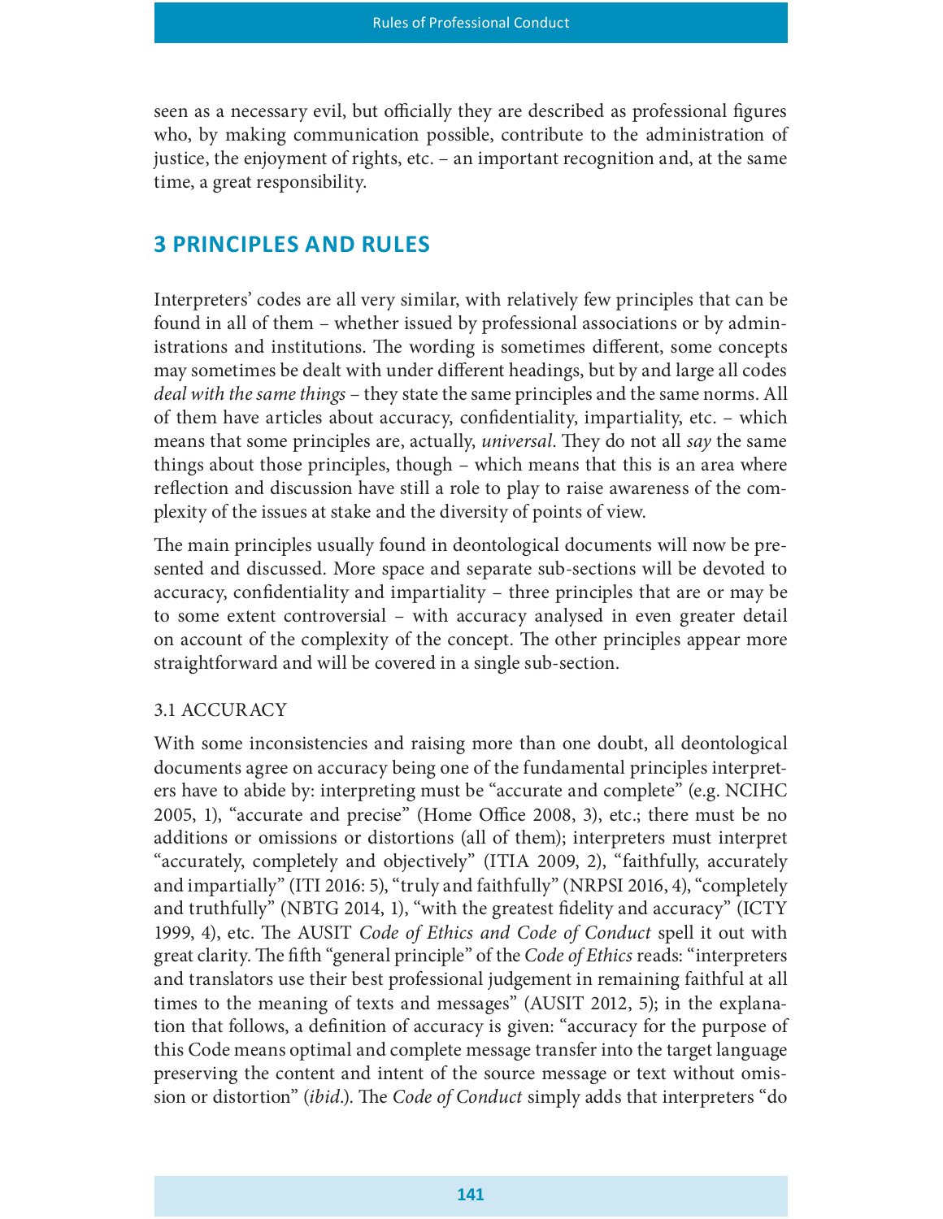seen as a necessary evil, but officially they are described as professional figures who, by making communication possible, contribute to the administration of justice, the enjoyment of rights, etc. – an important recognition and, at the same time, a great responsibility.

## 3 PRINCIPLES AND RULES

Interpreters' codes are all very similar, with relatively few principles that can be found in all of them – whether issued by professional associations or by administrations and institutions. The wording is sometimes different, some concepts may sometimes be dealt with under different headings, but by and large all codes *deal with the same things* – they state the same principles and the same norms. All of them have articles about accuracy, confidentiality, impartiality, etc. – which means that some principles are, actually, *universal*. They do not all *say* the same things about those principles, though – which means that this is an area where reflection and discussion have still a role to play to raise awareness of the complexity of the issues at stake and the diversity of points of view.

The main principles usually found in deontological documents will now be presented and discussed. More space and separate sub-sections will be devoted to accuracy, confidentiality and impartiality – three principles that are or may be to some extent controversial – with accuracy analysed in even greater detail on account of the complexity of the concept. The other principles appear more straightforward and will be covered in a single sub-section.

### 3.1 ACCURACY

With some inconsistencies and raising more than one doubt, all deontological documents agree on accuracy being one of the fundamental principles interpreters have to abide by: interpreting must be "accurate and complete" (e.g. NCIHC 2005, 1), "accurate and precise" (Home Office 2008, 3), etc.; there must be no additions or omissions or distortions (all of them); interpreters must interpret "accurately, completely and objectively" (ITIA 2009, 2), "faithfully, accurately and impartially" (ITI 2016: 5), "truly and faithfully" (NRPSI 2016, 4), "completely and truthfully" (NBTG 2014, 1), "with the greatest fidelity and accuracy" (ICTY 1999, 4), etc. The AUSIT *Code of Ethics and Code of Conduct* spell it out with great clarity. The fifth "general principle" of the *Code of Ethics* reads: "interpreters and translators use their best professional judgement in remaining faithful at all times to the meaning of texts and messages" (AUSIT 2012, 5); in the explanation that follows, a definition of accuracy is given: "accuracy for the purpose of this Code means optimal and complete message transfer into the target language preserving the content and intent of the source message or text without omission or distortion" (*ibid.*). The *Code of Conduct* simply adds that interpreters "do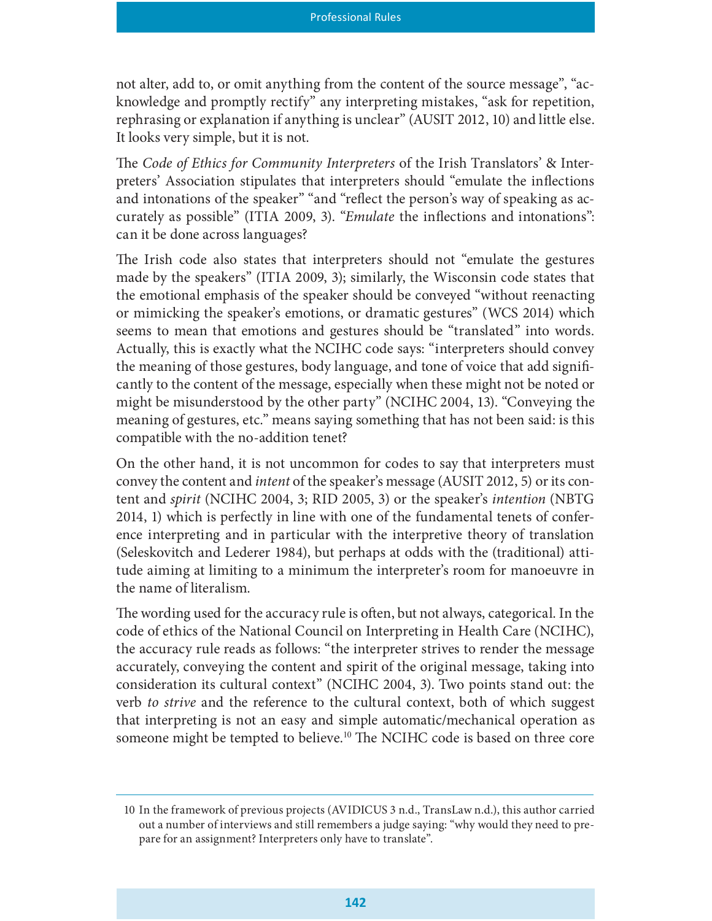not alter, add to, or omit anything from the content of the source message", "acknowledge and promptly rectify" any interpreting mistakes, "ask for repetition, rephrasing or explanation if anything is unclear" (AUSIT 2012, 10) and little else. It looks very simple, but it is not.

The *Code of Ethics for Community Interpreters* of the Irish Translators' & Interpreters' Association stipulates that interpreters should "emulate the inflections and intonations of the speaker" "and "reflect the person's way of speaking as accurately as possible" (ITIA 2009, 3). "*Emulate* the inflections and intonations": can it be done across languages?

The Irish code also states that interpreters should not "emulate the gestures made by the speakers" (ITIA 2009, 3); similarly, the Wisconsin code states that the emotional emphasis of the speaker should be conveyed "without reenacting or mimicking the speaker's emotions, or dramatic gestures" (WCS 2014) which seems to mean that emotions and gestures should be "translated" into words. Actually, this is exactly what the NCIHC code says: "interpreters should convey the meaning of those gestures, body language, and tone of voice that add significantly to the content of the message, especially when these might not be noted or might be misunderstood by the other party" (NCIHC 2004, 13). "Conveying the meaning of gestures, etc." means saying something that has not been said: is this compatible with the no-addition tenet?

On the other hand, it is not uncommon for codes to say that interpreters must convey the content and *intent* of the speaker's message (AUSIT 2012, 5) or its content and *spirit* (NCIHC 2004, 3; RID 2005, 3) or the speaker's *intention* (NBTG 2014, 1) which is perfectly in line with one of the fundamental tenets of conference interpreting and in particular with the interpretive theory of translation (Seleskovitch and Lederer 1984), but perhaps at odds with the (traditional) attitude aiming at limiting to a minimum the interpreter's room for manoeuvre in the name of literalism.

The wording used for the accuracy rule is often, but not always, categorical. In the code of ethics of the National Council on Interpreting in Health Care (NCIHC), the accuracy rule reads as follows: "the interpreter strives to render the message accurately, conveying the content and spirit of the original message, taking into consideration its cultural context" (NCIHC 2004, 3). Two points stand out: the verb *to strive* and the reference to the cultural context, both of which suggest that interpreting is not an easy and simple automatic/mechanical operation as someone might be tempted to believe.[10] The NCIHC code is based on three core

---

[10] In the framework of previous projects (AVIDICUS 3 n.d., TransLaw n.d.), this author carried out a number of interviews and still remembers a judge saying: "why would they need to prepare for an assignment? Interpreters only have to translate".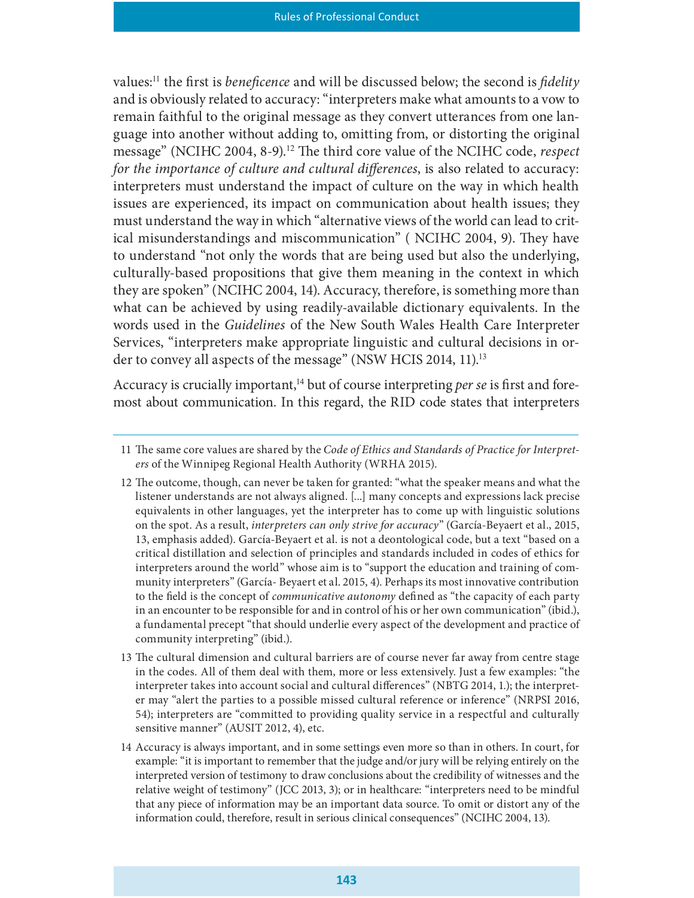values:[11] the first is *beneficence* and will be discussed below; the second is *fidelity* and is obviously related to accuracy: "interpreters make what amounts to a vow to remain faithful to the original message as they convert utterances from one language into another without adding to, omitting from, or distorting the original message" (NCIHC 2004, 8-9).[12] The third core value of the NCIHC code, *respect for the importance of culture and cultural differences*, is also related to accuracy: interpreters must understand the impact of culture on the way in which health issues are experienced, its impact on communication about health issues; they must understand the way in which "alternative views of the world can lead to critical misunderstandings and miscommunication" ( NCIHC 2004, 9). They have to understand "not only the words that are being used but also the underlying, culturally-based propositions that give them meaning in the context in which they are spoken" (NCIHC 2004, 14). Accuracy, therefore, is something more than what can be achieved by using readily-available dictionary equivalents. In the words used in the *Guidelines* of the New South Wales Health Care Interpreter Services, "interpreters make appropriate linguistic and cultural decisions in order to convey all aspects of the message" (NSW HCIS 2014, 11).[13]

Accuracy is crucially important,[14] but of course interpreting *per se* is first and foremost about communication. In this regard, the RID code states that interpreters

---

11 The same core values are shared by the *Code of Ethics and Standards of Practice for Interpreters* of the Winnipeg Regional Health Authority (WRHA 2015).

12 The outcome, though, can never be taken for granted: "what the speaker means and what the listener understands are not always aligned. [...] many concepts and expressions lack precise equivalents in other languages, yet the interpreter has to come up with linguistic solutions on the spot. As a result, *interpreters can only strive for accuracy*" (García-Beyaert et al., 2015, 13, emphasis added). García-Beyaert et al. is not a deontological code, but a text "based on a critical distillation and selection of principles and standards included in codes of ethics for interpreters around the world" whose aim is to "support the education and training of community interpreters" (García- Beyaert et al. 2015, 4). Perhaps its most innovative contribution to the field is the concept of *communicative autonomy* defined as "the capacity of each party in an encounter to be responsible for and in control of his or her own communication" (ibid.), a fundamental precept "that should underlie every aspect of the development and practice of community interpreting" (ibid.).

13 The cultural dimension and cultural barriers are of course never far away from centre stage in the codes. All of them deal with them, more or less extensively. Just a few examples: "the interpreter takes into account social and cultural differences" (NBTG 2014, 1.); the interpreter may "alert the parties to a possible missed cultural reference or inference" (NRPSI 2016, 54); interpreters are "committed to providing quality service in a respectful and culturally sensitive manner" (AUSIT 2012, 4), etc.

14 Accuracy is always important, and in some settings even more so than in others. In court, for example: "it is important to remember that the judge and/or jury will be relying entirely on the interpreted version of testimony to draw conclusions about the credibility of witnesses and the relative weight of testimony" (JCC 2013, 3); or in healthcare: "interpreters need to be mindful that any piece of information may be an important data source. To omit or distort any of the information could, therefore, result in serious clinical consequences" (NCIHC 2004, 13).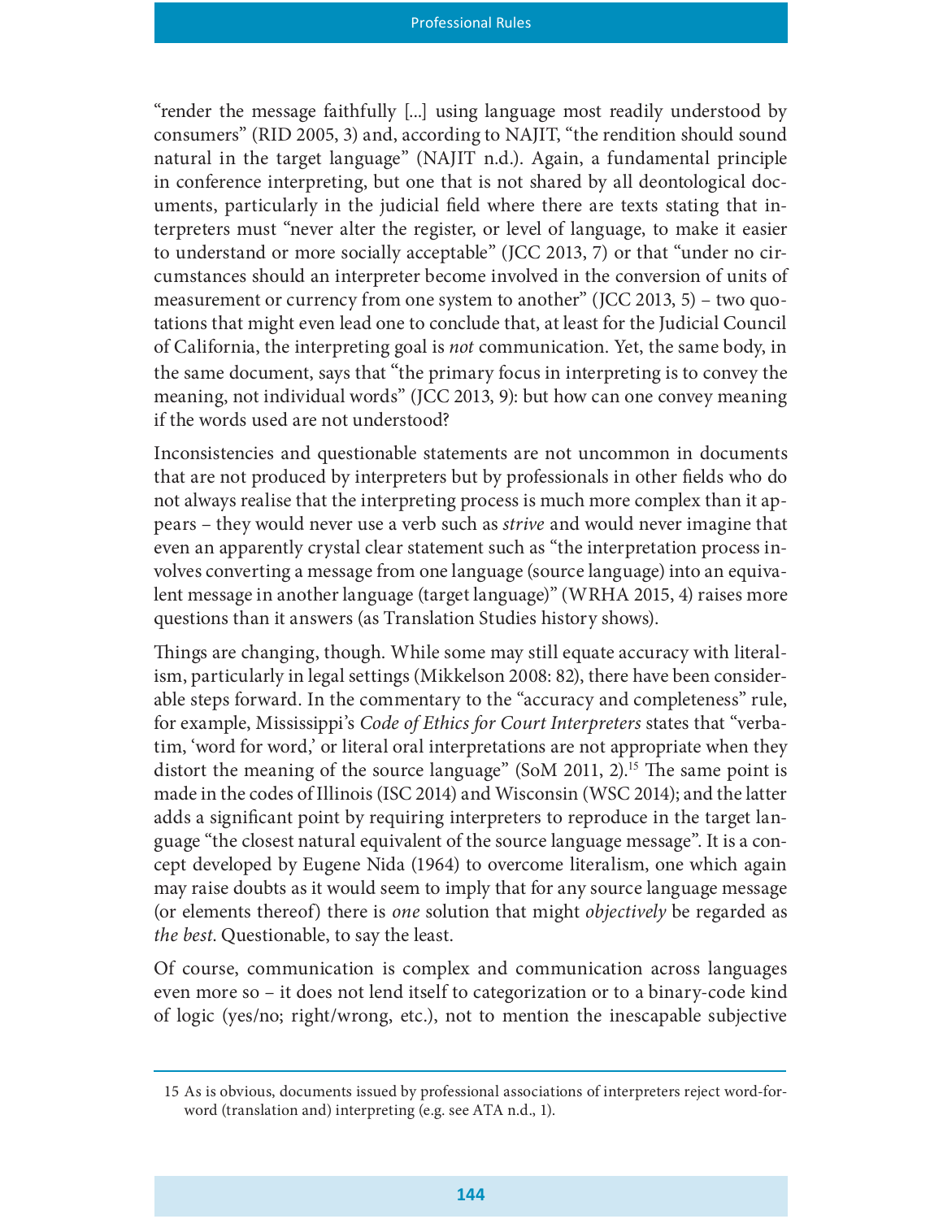"render the message faithfully [...] using language most readily understood by consumers" (RID 2005, 3) and, according to NAJIT, "the rendition should sound natural in the target language" (NAJIT n.d.). Again, a fundamental principle in conference interpreting, but one that is not shared by all deontological documents, particularly in the judicial field where there are texts stating that interpreters must "never alter the register, or level of language, to make it easier to understand or more socially acceptable" (JCC 2013, 7) or that "under no circumstances should an interpreter become involved in the conversion of units of measurement or currency from one system to another" (JCC 2013, 5) – two quotations that might even lead one to conclude that, at least for the Judicial Council of California, the interpreting goal is *not* communication. Yet, the same body, in the same document, says that "the primary focus in interpreting is to convey the meaning, not individual words" (JCC 2013, 9): but how can one convey meaning if the words used are not understood?

Inconsistencies and questionable statements are not uncommon in documents that are not produced by interpreters but by professionals in other fields who do not always realise that the interpreting process is much more complex than it appears – they would never use a verb such as *strive* and would never imagine that even an apparently crystal clear statement such as "the interpretation process involves converting a message from one language (source language) into an equivalent message in another language (target language)" (WRHA 2015, 4) raises more questions than it answers (as Translation Studies history shows).

Things are changing, though. While some may still equate accuracy with literalism, particularly in legal settings (Mikkelson 2008: 82), there have been considerable steps forward. In the commentary to the "accuracy and completeness" rule, for example, Mississippi's *Code of Ethics for Court Interpreters* states that "verbatim, 'word for word,' or literal oral interpretations are not appropriate when they distort the meaning of the source language" (SoM 2011, 2).[15] The same point is made in the codes of Illinois (ISC 2014) and Wisconsin (WSC 2014); and the latter adds a significant point by requiring interpreters to reproduce in the target language "the closest natural equivalent of the source language message". It is a concept developed by Eugene Nida (1964) to overcome literalism, one which again may raise doubts as it would seem to imply that for any source language message (or elements thereof) there is *one* solution that might *objectively* be regarded as *the best*. Questionable, to say the least.

Of course, communication is complex and communication across languages even more so – it does not lend itself to categorization or to a binary-code kind of logic (yes/no; right/wrong, etc.), not to mention the inescapable subjective

---

15 As is obvious, documents issued by professional associations of interpreters reject word-for-word (translation and) interpreting (e.g. see ATA n.d., 1).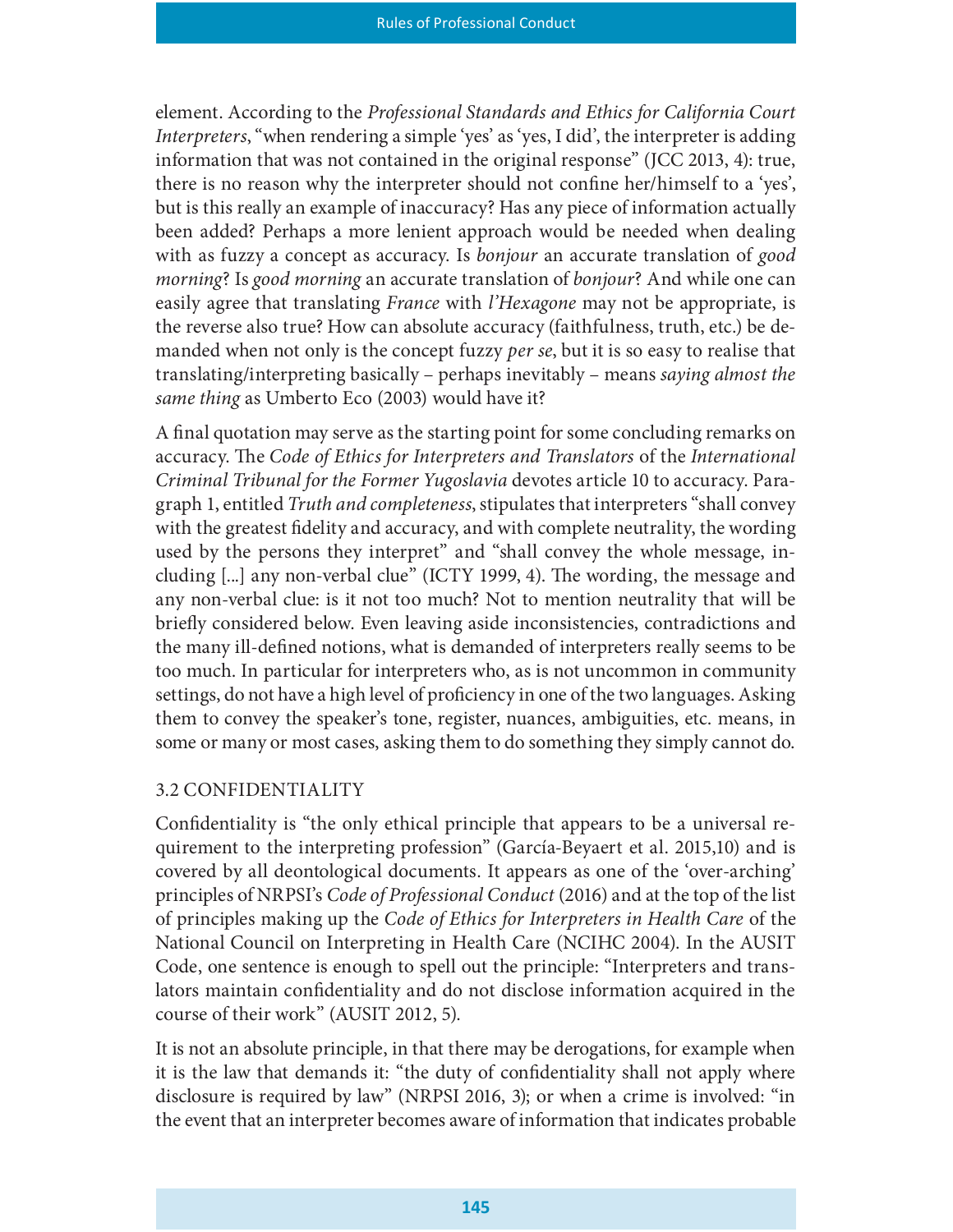element. According to the *Professional Standards and Ethics for California Court Interpreters*, "when rendering a simple 'yes' as 'yes, I did', the interpreter is adding information that was not contained in the original response" (JCC 2013, 4): true, there is no reason why the interpreter should not confine her/himself to a 'yes', but is this really an example of inaccuracy? Has any piece of information actually been added? Perhaps a more lenient approach would be needed when dealing with as fuzzy a concept as accuracy. Is *bonjour* an accurate translation of *good morning*? Is *good morning* an accurate translation of *bonjour*? And while one can easily agree that translating *France* with *l'Hexagone* may not be appropriate, is the reverse also true? How can absolute accuracy (faithfulness, truth, etc.) be demanded when not only is the concept fuzzy *per se*, but it is so easy to realise that translating/interpreting basically – perhaps inevitably – means *saying almost the same thing* as Umberto Eco (2003) would have it?

A final quotation may serve as the starting point for some concluding remarks on accuracy. The *Code of Ethics for Interpreters and Translators* of the *International Criminal Tribunal for the Former Yugoslavia* devotes article 10 to accuracy. Paragraph 1, entitled *Truth and completeness*, stipulates that interpreters "shall convey with the greatest fidelity and accuracy, and with complete neutrality, the wording used by the persons they interpret" and "shall convey the whole message, including [...] any non-verbal clue" (ICTY 1999, 4). The wording, the message and any non-verbal clue: is it not too much? Not to mention neutrality that will be briefly considered below. Even leaving aside inconsistencies, contradictions and the many ill-defined notions, what is demanded of interpreters really seems to be too much. In particular for interpreters who, as is not uncommon in community settings, do not have a high level of proficiency in one of the two languages. Asking them to convey the speaker's tone, register, nuances, ambiguities, etc. means, in some or many or most cases, asking them to do something they simply cannot do.

### 3.2 CONFIDENTIALITY

Confidentiality is "the only ethical principle that appears to be a universal requirement to the interpreting profession" (García-Beyaert et al. 2015,10) and is covered by all deontological documents. It appears as one of the 'over-arching' principles of NRPSI's *Code of Professional Conduct* (2016) and at the top of the list of principles making up the *Code of Ethics for Interpreters in Health Care* of the National Council on Interpreting in Health Care (NCIHC 2004). In the AUSIT Code, one sentence is enough to spell out the principle: "Interpreters and translators maintain confidentiality and do not disclose information acquired in the course of their work" (AUSIT 2012, 5).

It is not an absolute principle, in that there may be derogations, for example when it is the law that demands it: "the duty of confidentiality shall not apply where disclosure is required by law" (NRPSI 2016, 3); or when a crime is involved: "in the event that an interpreter becomes aware of information that indicates probable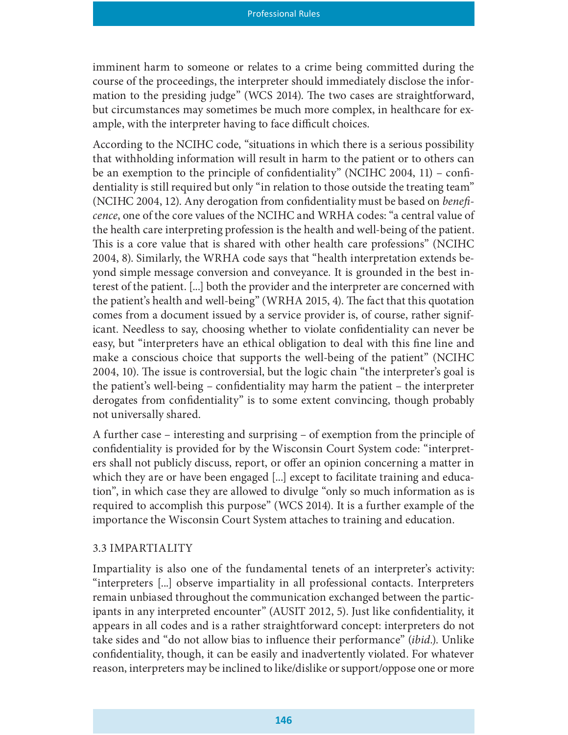imminent harm to someone or relates to a crime being committed during the course of the proceedings, the interpreter should immediately disclose the information to the presiding judge" (WCS 2014). The two cases are straightforward, but circumstances may sometimes be much more complex, in healthcare for example, with the interpreter having to face difficult choices.

According to the NCIHC code, "situations in which there is a serious possibility that withholding information will result in harm to the patient or to others can be an exemption to the principle of confidentiality" (NCIHC 2004, 11) – confidentiality is still required but only "in relation to those outside the treating team" (NCIHC 2004, 12). Any derogation from confidentiality must be based on *beneficence*, one of the core values of the NCIHC and WRHA codes: "a central value of the health care interpreting profession is the health and well-being of the patient. This is a core value that is shared with other health care professions" (NCIHC 2004, 8). Similarly, the WRHA code says that "health interpretation extends beyond simple message conversion and conveyance. It is grounded in the best interest of the patient. [...] both the provider and the interpreter are concerned with the patient's health and well-being" (WRHA 2015, 4). The fact that this quotation comes from a document issued by a service provider is, of course, rather significant. Needless to say, choosing whether to violate confidentiality can never be easy, but "interpreters have an ethical obligation to deal with this fine line and make a conscious choice that supports the well-being of the patient" (NCIHC 2004, 10). The issue is controversial, but the logic chain "the interpreter's goal is the patient's well-being – confidentiality may harm the patient – the interpreter derogates from confidentiality" is to some extent convincing, though probably not universally shared.

A further case – interesting and surprising – of exemption from the principle of confidentiality is provided for by the Wisconsin Court System code: "interpreters shall not publicly discuss, report, or offer an opinion concerning a matter in which they are or have been engaged [...] except to facilitate training and education", in which case they are allowed to divulge "only so much information as is required to accomplish this purpose" (WCS 2014). It is a further example of the importance the Wisconsin Court System attaches to training and education.

### 3.3 IMPARTIALITY

Impartiality is also one of the fundamental tenets of an interpreter's activity: "interpreters [...] observe impartiality in all professional contacts. Interpreters remain unbiased throughout the communication exchanged between the participants in any interpreted encounter" (AUSIT 2012, 5). Just like confidentiality, it appears in all codes and is a rather straightforward concept: interpreters do not take sides and "do not allow bias to influence their performance" (*ibid.*). Unlike confidentiality, though, it can be easily and inadvertently violated. For whatever reason, interpreters may be inclined to like/dislike or support/oppose one or more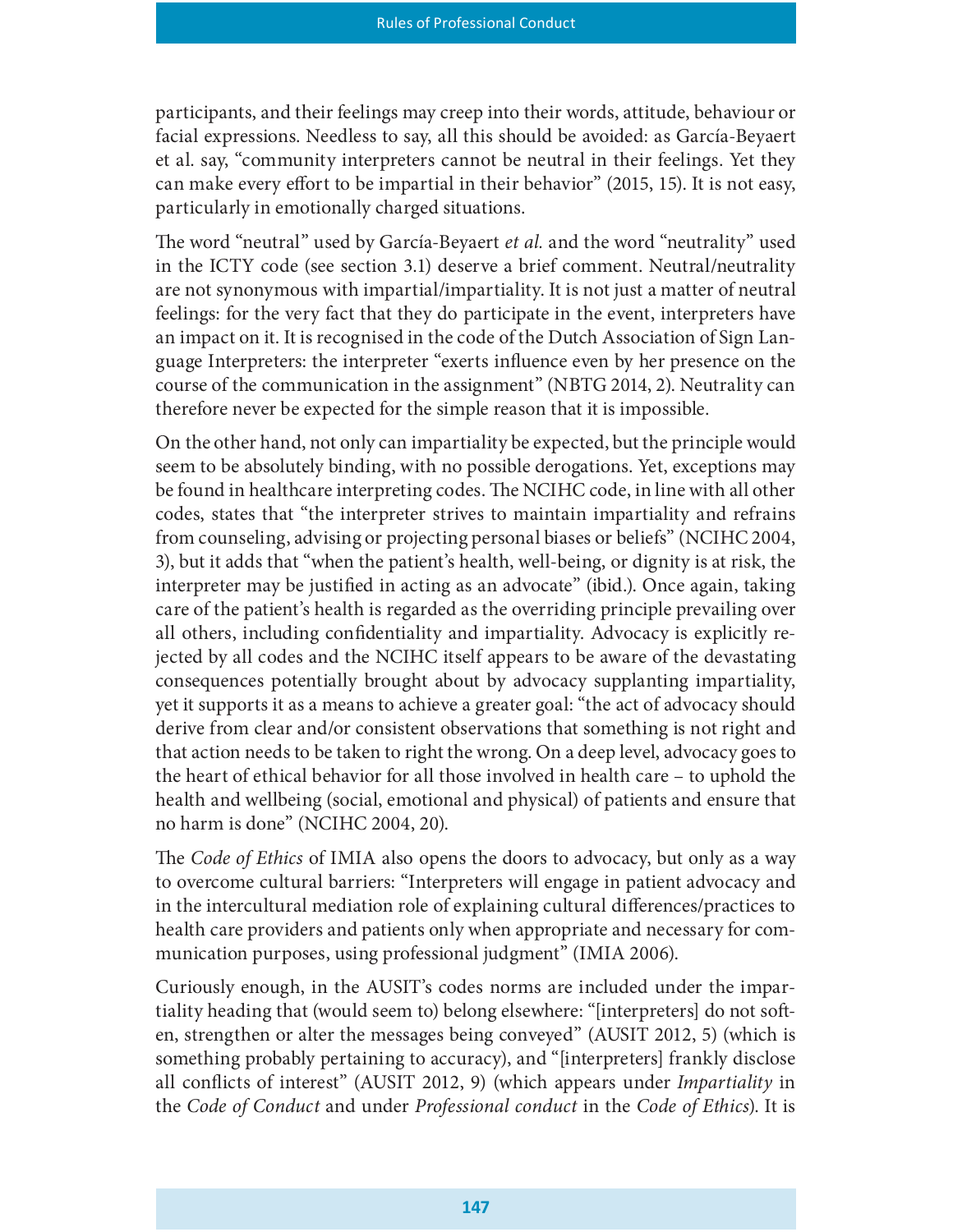participants, and their feelings may creep into their words, attitude, behaviour or facial expressions. Needless to say, all this should be avoided: as García-Beyaert et al. say, "community interpreters cannot be neutral in their feelings. Yet they can make every effort to be impartial in their behavior" (2015, 15). It is not easy, particularly in emotionally charged situations.

The word "neutral" used by García-Beyaert *et al.* and the word "neutrality" used in the ICTY code (see section 3.1) deserve a brief comment. Neutral/neutrality are not synonymous with impartial/impartiality. It is not just a matter of neutral feelings: for the very fact that they do participate in the event, interpreters have an impact on it. It is recognised in the code of the Dutch Association of Sign Language Interpreters: the interpreter "exerts influence even by her presence on the course of the communication in the assignment" (NBTG 2014, 2). Neutrality can therefore never be expected for the simple reason that it is impossible.

On the other hand, not only can impartiality be expected, but the principle would seem to be absolutely binding, with no possible derogations. Yet, exceptions may be found in healthcare interpreting codes. The NCIHC code, in line with all other codes, states that "the interpreter strives to maintain impartiality and refrains from counseling, advising or projecting personal biases or beliefs" (NCIHC 2004, 3), but it adds that "when the patient's health, well-being, or dignity is at risk, the interpreter may be justified in acting as an advocate" (ibid.). Once again, taking care of the patient's health is regarded as the overriding principle prevailing over all others, including confidentiality and impartiality. Advocacy is explicitly rejected by all codes and the NCIHC itself appears to be aware of the devastating consequences potentially brought about by advocacy supplanting impartiality, yet it supports it as a means to achieve a greater goal: "the act of advocacy should derive from clear and/or consistent observations that something is not right and that action needs to be taken to right the wrong. On a deep level, advocacy goes to the heart of ethical behavior for all those involved in health care – to uphold the health and wellbeing (social, emotional and physical) of patients and ensure that no harm is done" (NCIHC 2004, 20).

The *Code of Ethics* of IMIA also opens the doors to advocacy, but only as a way to overcome cultural barriers: "Interpreters will engage in patient advocacy and in the intercultural mediation role of explaining cultural differences/practices to health care providers and patients only when appropriate and necessary for communication purposes, using professional judgment" (IMIA 2006).

Curiously enough, in the AUSIT's codes norms are included under the impartiality heading that (would seem to) belong elsewhere: "[interpreters] do not soften, strengthen or alter the messages being conveyed" (AUSIT 2012, 5) (which is something probably pertaining to accuracy), and "[interpreters] frankly disclose all conflicts of interest" (AUSIT 2012, 9) (which appears under *Impartiality* in the *Code of Conduct* and under *Professional conduct* in the *Code of Ethics*). It is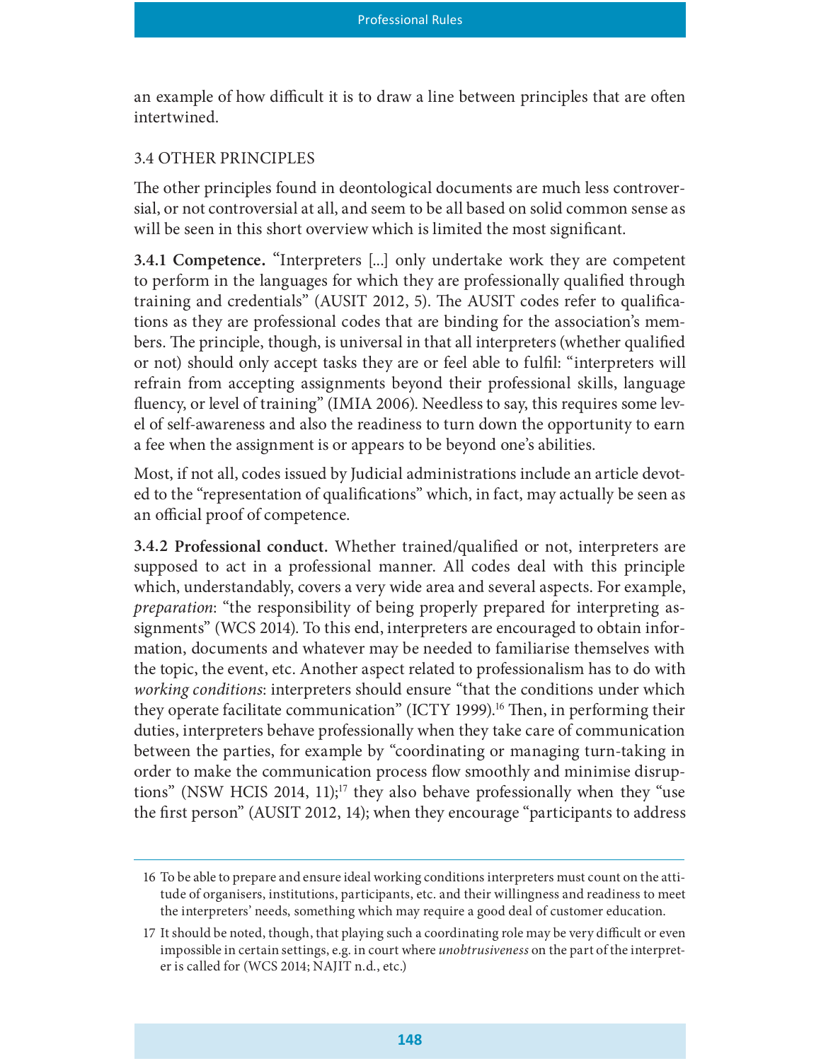an example of how difficult it is to draw a line between principles that are often intertwined.

## 3.4 OTHER PRINCIPLES

The other principles found in deontological documents are much less controversial, or not controversial at all, and seem to be all based on solid common sense as will be seen in this short overview which is limited the most significant.

**3.4.1 Competence.** "Interpreters [...] only undertake work they are competent to perform in the languages for which they are professionally qualified through training and credentials" (AUSIT 2012, 5). The AUSIT codes refer to qualifications as they are professional codes that are binding for the association's members. The principle, though, is universal in that all interpreters (whether qualified or not) should only accept tasks they are or feel able to fulfil: "interpreters will refrain from accepting assignments beyond their professional skills, language fluency, or level of training" (IMIA 2006). Needless to say, this requires some level of self-awareness and also the readiness to turn down the opportunity to earn a fee when the assignment is or appears to be beyond one's abilities.

Most, if not all, codes issued by Judicial administrations include an article devoted to the "representation of qualifications" which, in fact, may actually be seen as an official proof of competence.

**3.4.2 Professional conduct.** Whether trained/qualified or not, interpreters are supposed to act in a professional manner. All codes deal with this principle which, understandably, covers a very wide area and several aspects. For example, *preparation*: "the responsibility of being properly prepared for interpreting assignments" (WCS 2014). To this end, interpreters are encouraged to obtain information, documents and whatever may be needed to familiarise themselves with the topic, the event, etc. Another aspect related to professionalism has to do with *working conditions*: interpreters should ensure "that the conditions under which they operate facilitate communication" (ICTY 1999).[16] Then, in performing their duties, interpreters behave professionally when they take care of communication between the parties, for example by "coordinating or managing turn-taking in order to make the communication process flow smoothly and minimise disruptions" (NSW HCIS 2014, 11);[17] they also behave professionally when they "use the first person" (AUSIT 2012, 14); when they encourage "participants to address

---

16 To be able to prepare and ensure ideal working conditions interpreters must count on the attitude of organisers, institutions, participants, etc. and their willingness and readiness to meet the interpreters' needs, something which may require a good deal of customer education.

17 It should be noted, though, that playing such a coordinating role may be very difficult or even impossible in certain settings, e.g. in court where *unobtrusiveness* on the part of the interpreter is called for (WCS 2014; NAJIT n.d., etc.)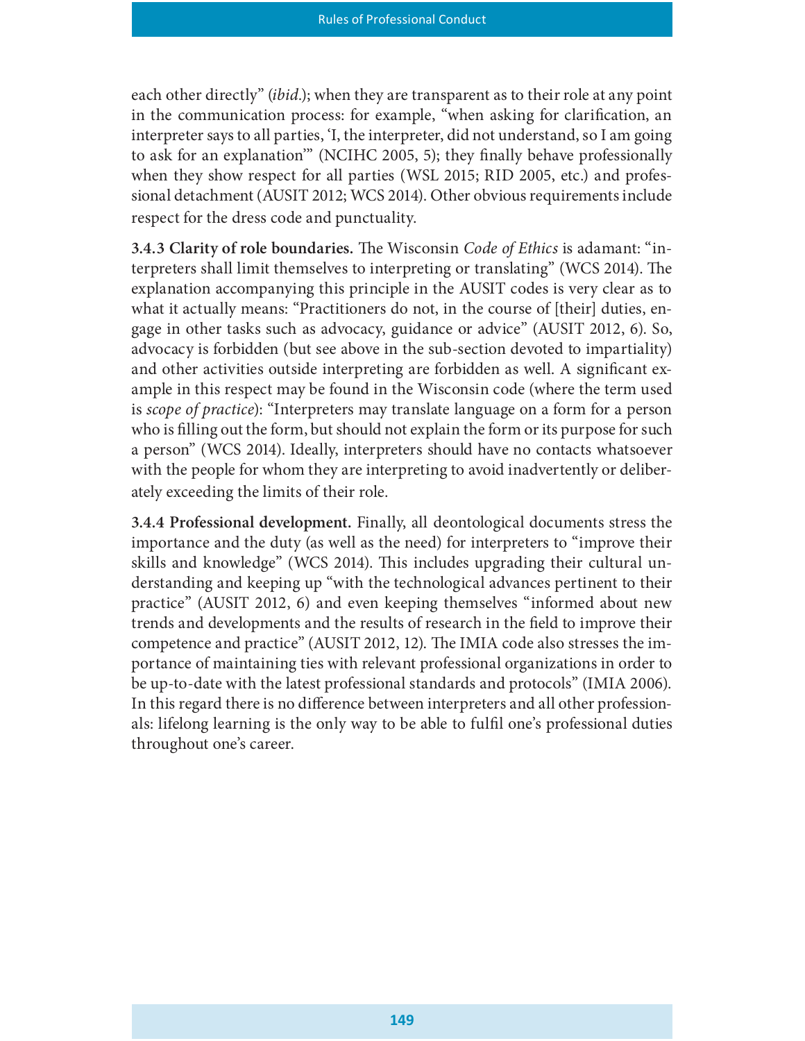each other directly" (*ibid.*); when they are transparent as to their role at any point in the communication process: for example, "when asking for clarification, an interpreter says to all parties, 'I, the interpreter, did not understand, so I am going to ask for an explanation'" (NCIHC 2005, 5); they finally behave professionally when they show respect for all parties (WSL 2015; RID 2005, etc.) and professional detachment (AUSIT 2012; WCS 2014). Other obvious requirements include respect for the dress code and punctuality.

**3.4.3 Clarity of role boundaries.** The Wisconsin *Code of Ethics* is adamant: "interpreters shall limit themselves to interpreting or translating" (WCS 2014). The explanation accompanying this principle in the AUSIT codes is very clear as to what it actually means: "Practitioners do not, in the course of [their] duties, engage in other tasks such as advocacy, guidance or advice" (AUSIT 2012, 6). So, advocacy is forbidden (but see above in the sub-section devoted to impartiality) and other activities outside interpreting are forbidden as well. A significant example in this respect may be found in the Wisconsin code (where the term used is *scope of practice*): "Interpreters may translate language on a form for a person who is filling out the form, but should not explain the form or its purpose for such a person" (WCS 2014). Ideally, interpreters should have no contacts whatsoever with the people for whom they are interpreting to avoid inadvertently or deliberately exceeding the limits of their role.

**3.4.4 Professional development.** Finally, all deontological documents stress the importance and the duty (as well as the need) for interpreters to "improve their skills and knowledge" (WCS 2014). This includes upgrading their cultural understanding and keeping up "with the technological advances pertinent to their practice" (AUSIT 2012, 6) and even keeping themselves "informed about new trends and developments and the results of research in the field to improve their competence and practice" (AUSIT 2012, 12). The IMIA code also stresses the importance of maintaining ties with relevant professional organizations in order to be up-to-date with the latest professional standards and protocols" (IMIA 2006). In this regard there is no difference between interpreters and all other professionals: lifelong learning is the only way to be able to fulfil one's professional duties throughout one's career.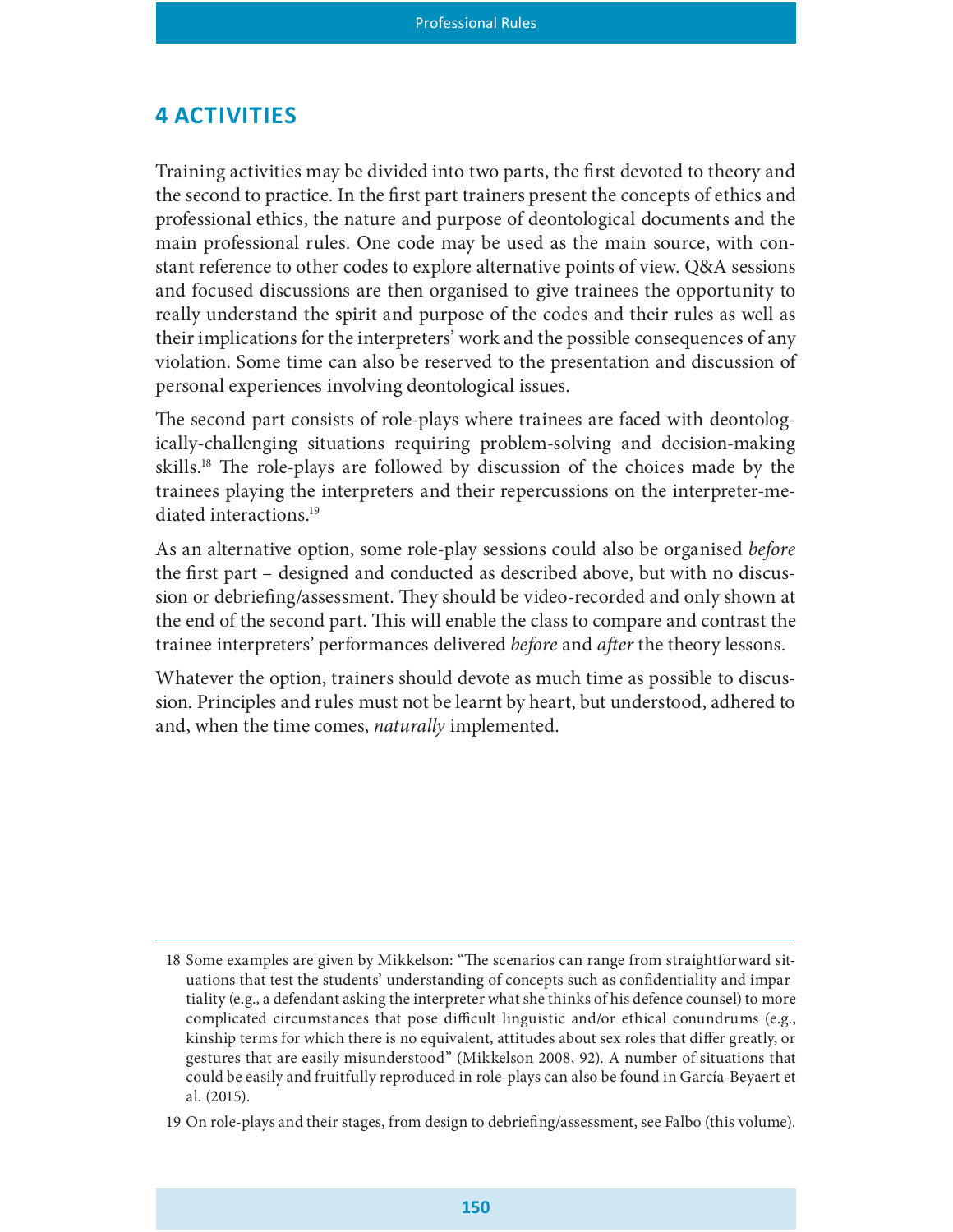## 4 ACTIVITIES

Training activities may be divided into two parts, the first devoted to theory and the second to practice. In the first part trainers present the concepts of ethics and professional ethics, the nature and purpose of deontological documents and the main professional rules. One code may be used as the main source, with constant reference to other codes to explore alternative points of view. Q&A sessions and focused discussions are then organised to give trainees the opportunity to really understand the spirit and purpose of the codes and their rules as well as their implications for the interpreters' work and the possible consequences of any violation. Some time can also be reserved to the presentation and discussion of personal experiences involving deontological issues.

The second part consists of role-plays where trainees are faced with deontologically-challenging situations requiring problem-solving and decision-making skills.[18] The role-plays are followed by discussion of the choices made by the trainees playing the interpreters and their repercussions on the interpreter-mediated interactions.[19]

As an alternative option, some role-play sessions could also be organised *before* the first part – designed and conducted as described above, but with no discussion or debriefing/assessment. They should be video-recorded and only shown at the end of the second part. This will enable the class to compare and contrast the trainee interpreters' performances delivered *before* and *after* the theory lessons.

Whatever the option, trainers should devote as much time as possible to discussion. Principles and rules must not be learnt by heart, but understood, adhered to and, when the time comes, *naturally* implemented.

---

18 Some examples are given by Mikkelson: "The scenarios can range from straightforward situations that test the students' understanding of concepts such as confidentiality and impartiality (e.g., a defendant asking the interpreter what she thinks of his defence counsel) to more complicated circumstances that pose difficult linguistic and/or ethical conundrums (e.g., kinship terms for which there is no equivalent, attitudes about sex roles that differ greatly, or gestures that are easily misunderstood" (Mikkelson 2008, 92). A number of situations that could be easily and fruitfully reproduced in role-plays can also be found in García-Beyaert et al. (2015).

19 On role-plays and their stages, from design to debriefing/assessment, see Falbo (this volume).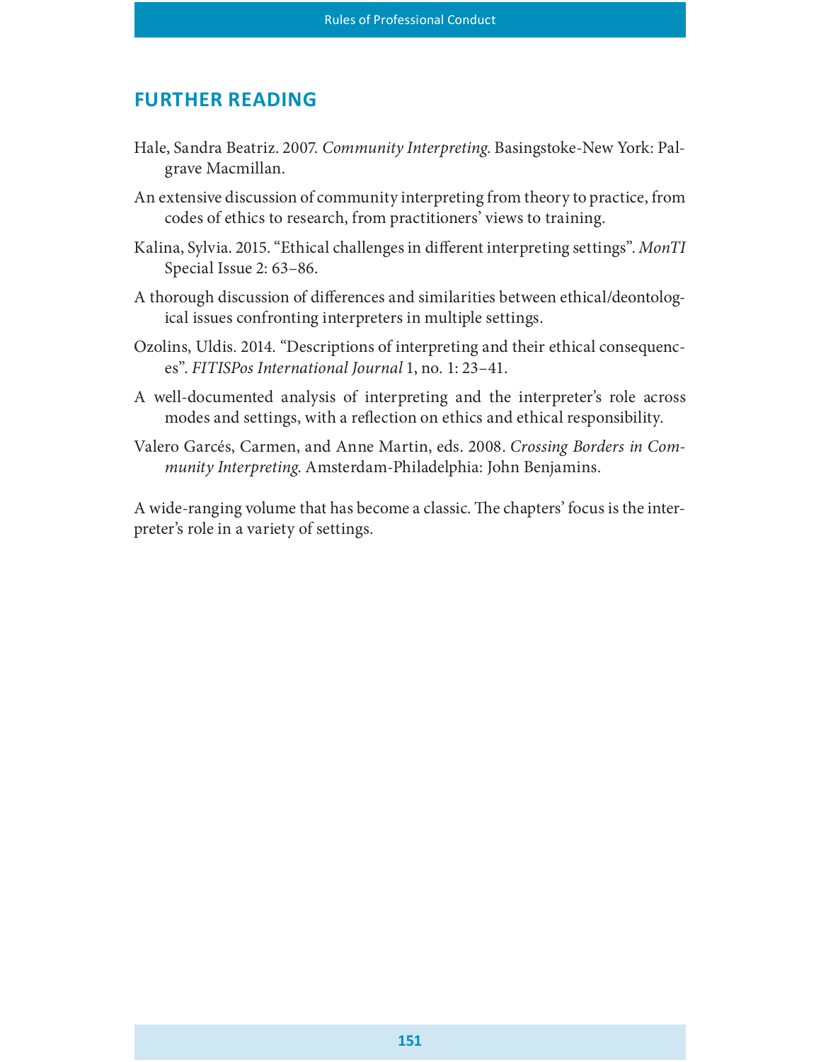## FURTHER READING

Hale, Sandra Beatriz. 2007. *Community Interpreting*. Basingstoke-New York: Palgrave Macmillan.

An extensive discussion of community interpreting from theory to practice, from codes of ethics to research, from practitioners' views to training.

Kalina, Sylvia. 2015. "Ethical challenges in different interpreting settings". *MonTI* Special Issue 2: 63–86.

A thorough discussion of differences and similarities between ethical/deontological issues confronting interpreters in multiple settings.

Ozolins, Uldis. 2014. "Descriptions of interpreting and their ethical consequences". *FITISPos International Journal* 1, no. 1: 23–41.

A well-documented analysis of interpreting and the interpreter's role across modes and settings, with a reflection on ethics and ethical responsibility.

Valero Garcés, Carmen, and Anne Martin, eds. 2008. *Crossing Borders in Community Interpreting*. Amsterdam-Philadelphia: John Benjamins.

A wide-ranging volume that has become a classic. The chapters' focus is the interpreter's role in a variety of settings.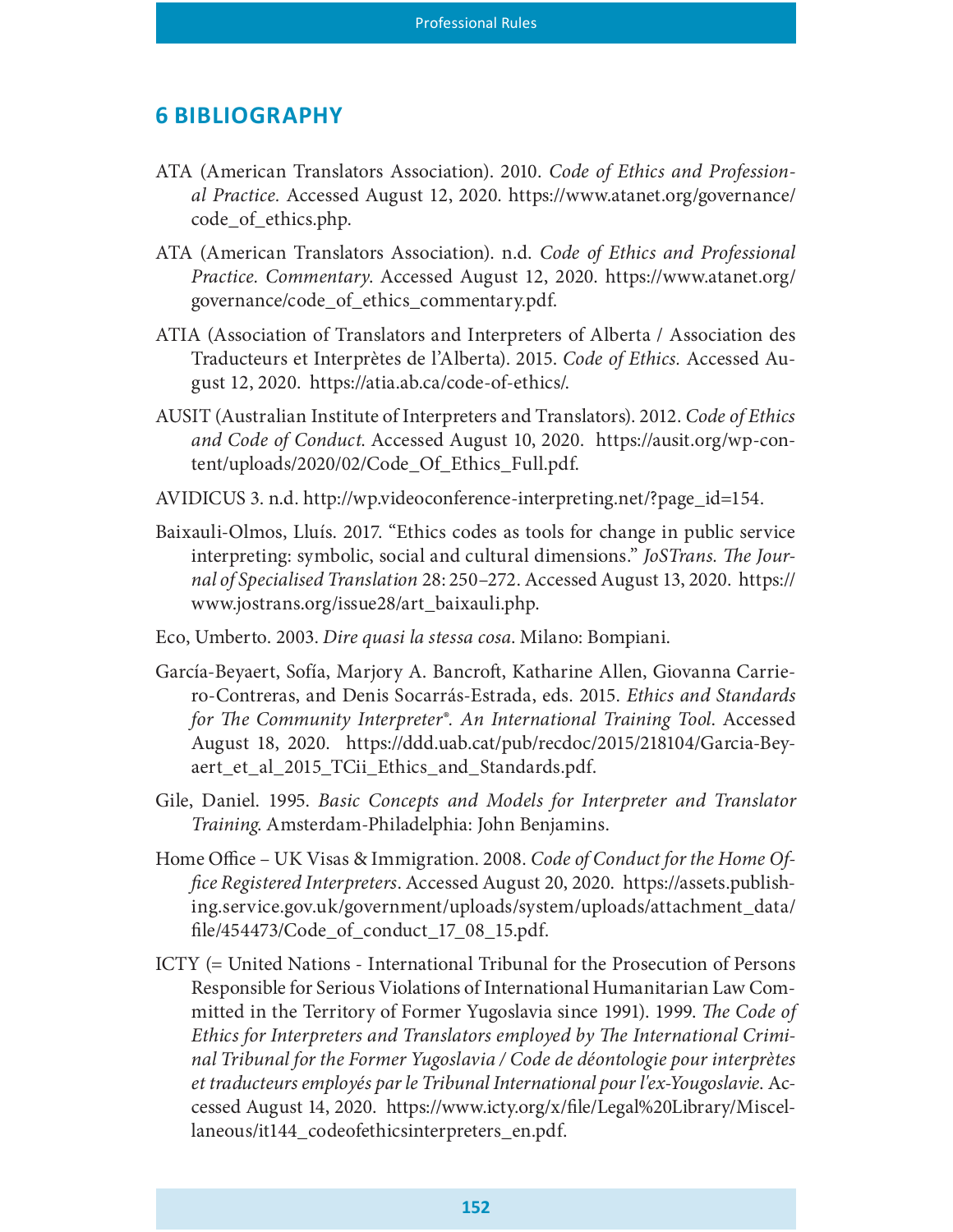## 6 BIBLIOGRAPHY

ATA (American Translators Association). 2010. *Code of Ethics and Professional Practice*. Accessed August 12, 2020. https://www.atanet.org/governance/code_of_ethics.php.

ATA (American Translators Association). n.d. *Code of Ethics and Professional Practice. Commentary*. Accessed August 12, 2020. https://www.atanet.org/governance/code_of_ethics_commentary.pdf.

ATIA (Association of Translators and Interpreters of Alberta / Association des Traducteurs et Interprètes de l'Alberta). 2015. *Code of Ethics*. Accessed August 12, 2020. https://atia.ab.ca/code-of-ethics/.

AUSIT (Australian Institute of Interpreters and Translators). 2012. *Code of Ethics and Code of Conduct*. Accessed August 10, 2020. https://ausit.org/wp-content/uploads/2020/02/Code_Of_Ethics_Full.pdf.

AVIDICUS 3. n.d. http://wp.videoconference-interpreting.net/?page_id=154.

Baixauli-Olmos, Lluís. 2017. "Ethics codes as tools for change in public service interpreting: symbolic, social and cultural dimensions." *JoSTrans. The Journal of Specialised Translation* 28: 250–272. Accessed August 13, 2020. https://www.jostrans.org/issue28/art_baixauli.php.

Eco, Umberto. 2003. *Dire quasi la stessa cosa*. Milano: Bompiani.

García-Beyaert, Sofía, Marjory A. Bancroft, Katharine Allen, Giovanna Carriero-Contreras, and Denis Socarrás-Estrada, eds. 2015. *Ethics and Standards for The Community Interpreter®. An International Training Tool*. Accessed August 18, 2020. https://ddd.uab.cat/pub/recdoc/2015/218104/Garcia-Beyaert_et_al_2015_TCii_Ethics_and_Standards.pdf.

Gile, Daniel. 1995. *Basic Concepts and Models for Interpreter and Translator Training*. Amsterdam-Philadelphia: John Benjamins.

Home Office – UK Visas & Immigration. 2008. *Code of Conduct for the Home Office Registered Interpreters*. Accessed August 20, 2020. https://assets.publishing.service.gov.uk/government/uploads/system/uploads/attachment_data/file/454473/Code_of_conduct_17_08_15.pdf.

ICTY (= United Nations - International Tribunal for the Prosecution of Persons Responsible for Serious Violations of International Humanitarian Law Committed in the Territory of Former Yugoslavia since 1991). 1999. *The Code of Ethics for Interpreters and Translators employed by The International Criminal Tribunal for the Former Yugoslavia / Code de déontologie pour interprètes et traducteurs employés par le Tribunal International pour l'ex-Yougoslavie*. Accessed August 14, 2020. https://www.icty.org/x/file/Legal%20Library/Miscellaneous/it144_codeofethicsinterpreters_en.pdf.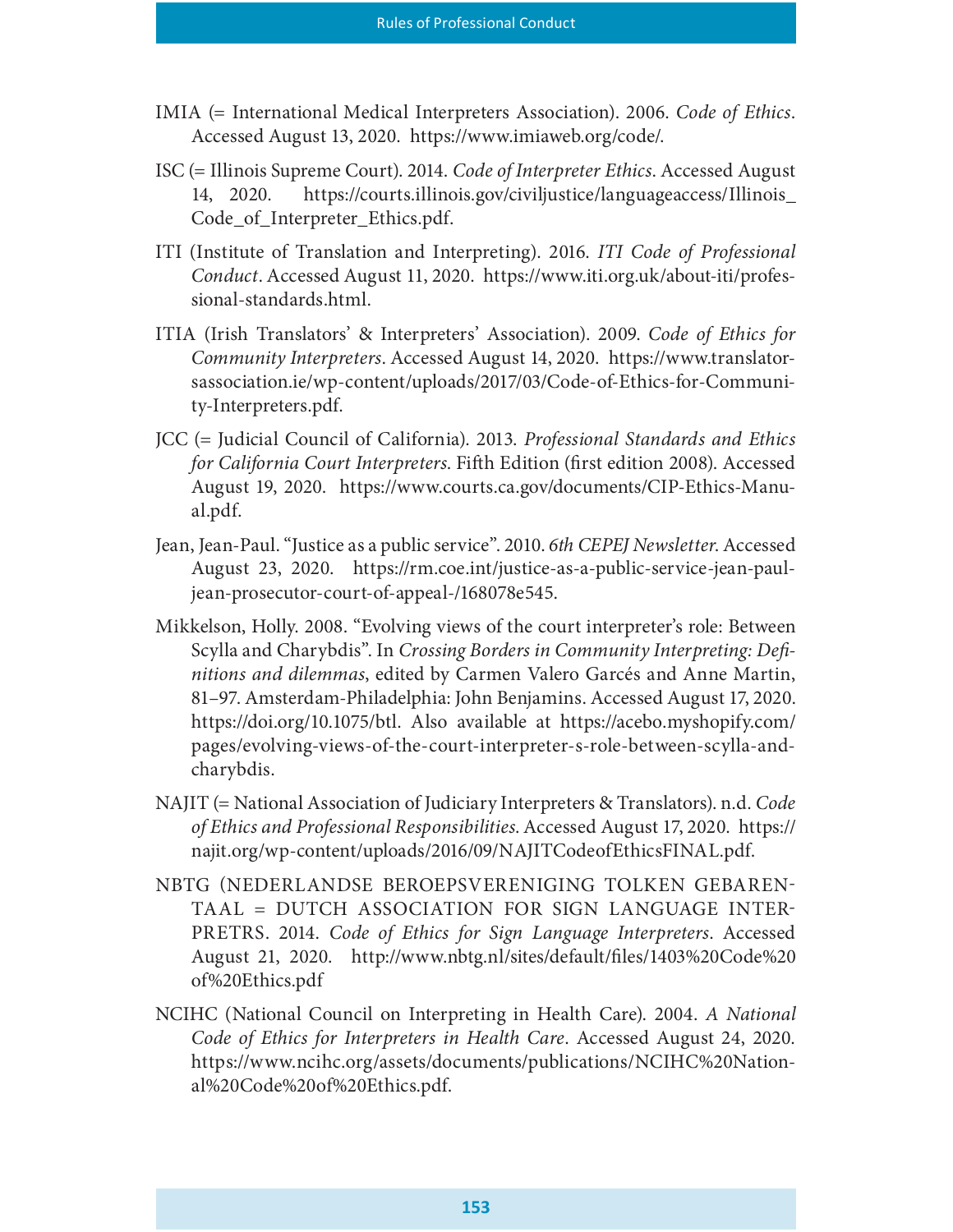IMIA (= International Medical Interpreters Association). 2006. *Code of Ethics*. Accessed August 13, 2020. https://www.imiaweb.org/code/.

ISC (= Illinois Supreme Court). 2014. *Code of Interpreter Ethics*. Accessed August 14, 2020. https://courts.illinois.gov/civiljustice/languageaccess/Illinois_Code_of_Interpreter_Ethics.pdf.

ITI (Institute of Translation and Interpreting). 2016. *ITI Code of Professional Conduct*. Accessed August 11, 2020. https://www.iti.org.uk/about-iti/professional-standards.html.

ITIA (Irish Translators' & Interpreters' Association). 2009. *Code of Ethics for Community Interpreters*. Accessed August 14, 2020. https://www.translatorsassociation.ie/wp-content/uploads/2017/03/Code-of-Ethics-for-Community-Interpreters.pdf.

JCC (= Judicial Council of California). 2013. *Professional Standards and Ethics for California Court Interpreters*. Fifth Edition (first edition 2008). Accessed August 19, 2020. https://www.courts.ca.gov/documents/CIP-Ethics-Manual.pdf.

Jean, Jean-Paul. "Justice as a public service". 2010. *6th CEPEJ Newsletter*. Accessed August 23, 2020. https://rm.coe.int/justice-as-a-public-service-jean-paul-jean-prosecutor-court-of-appeal-/168078e545.

Mikkelson, Holly. 2008. "Evolving views of the court interpreter's role: Between Scylla and Charybdis". In *Crossing Borders in Community Interpreting: Definitions and dilemmas*, edited by Carmen Valero Garcés and Anne Martin, 81–97. Amsterdam-Philadelphia: John Benjamins. Accessed August 17, 2020. https://doi.org/10.1075/btl. Also available at https://acebo.myshopify.com/pages/evolving-views-of-the-court-interpreter-s-role-between-scylla-and-charybdis.

NAJIT (= National Association of Judiciary Interpreters & Translators). n.d. *Code of Ethics and Professional Responsibilities*. Accessed August 17, 2020. https://najit.org/wp-content/uploads/2016/09/NAJITCodeofEthicsFINAL.pdf.

NBTG (NEDERLANDSE BEROEPSVERENIGING TOLKEN GEBARENTAAL = DUTCH ASSOCIATION FOR SIGN LANGUAGE INTERPRETRS. 2014. *Code of Ethics for Sign Language Interpreters*. Accessed August 21, 2020. http://www.nbtg.nl/sites/default/files/1403%20Code%20of%20Ethics.pdf

NCIHC (National Council on Interpreting in Health Care). 2004. *A National Code of Ethics for Interpreters in Health Care*. Accessed August 24, 2020. https://www.ncihc.org/assets/documents/publications/NCIHC%20National%20Code%20of%20Ethics.pdf.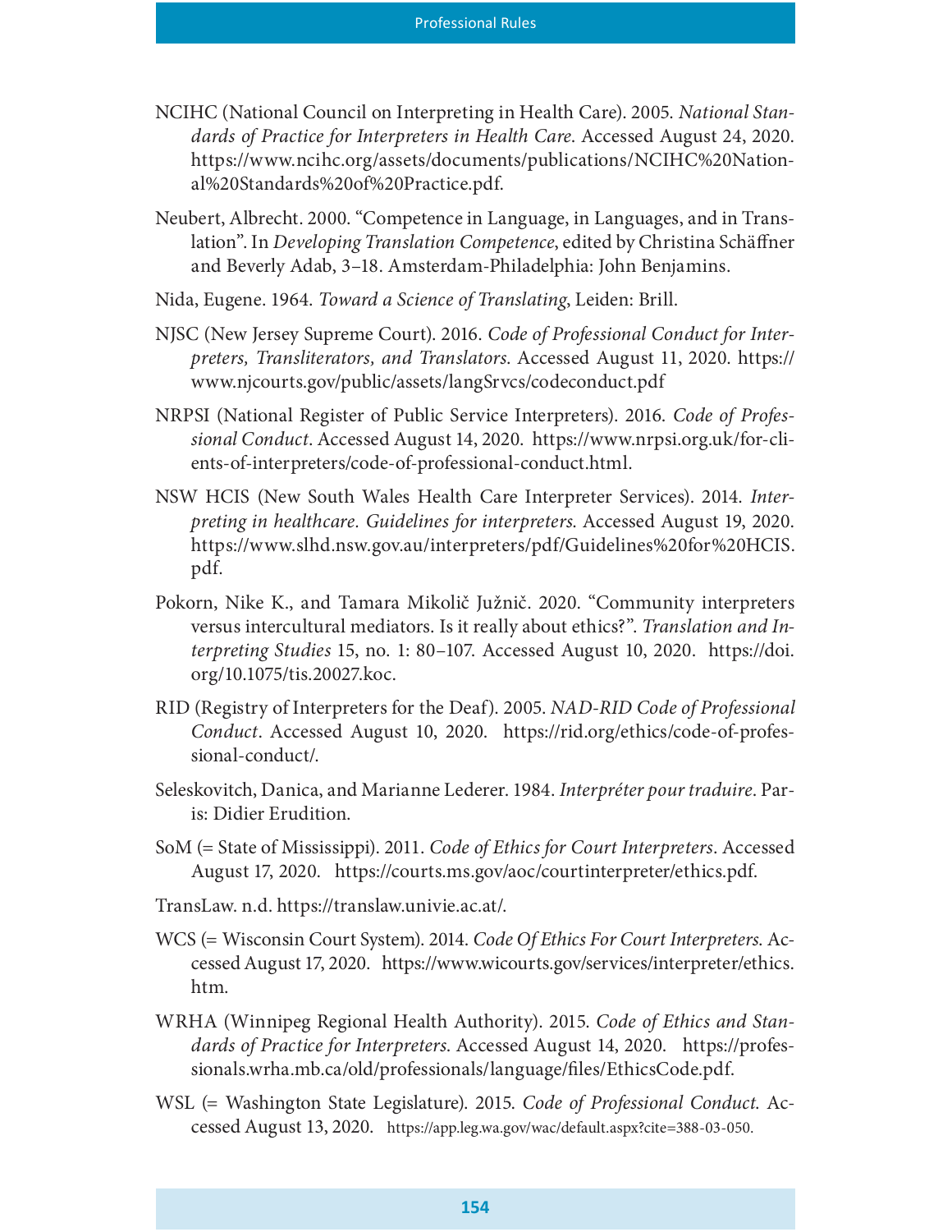NCIHC (National Council on Interpreting in Health Care). 2005. *National Standards of Practice for Interpreters in Health Care*. Accessed August 24, 2020. https://www.ncihc.org/assets/documents/publications/NCIHC%20National%20Standards%20of%20Practice.pdf.

Neubert, Albrecht. 2000. "Competence in Language, in Languages, and in Translation". In *Developing Translation Competence*, edited by Christina Schäffner and Beverly Adab, 3–18. Amsterdam-Philadelphia: John Benjamins.

Nida, Eugene. 1964. *Toward a Science of Translating*, Leiden: Brill.

NJSC (New Jersey Supreme Court). 2016. *Code of Professional Conduct for Interpreters, Transliterators, and Translators*. Accessed August 11, 2020. https://www.njcourts.gov/public/assets/langSrvcs/codeconduct.pdf

NRPSI (National Register of Public Service Interpreters). 2016. *Code of Professional Conduct*. Accessed August 14, 2020. https://www.nrpsi.org.uk/for-clients-of-interpreters/code-of-professional-conduct.html.

NSW HCIS (New South Wales Health Care Interpreter Services). 2014. *Interpreting in healthcare. Guidelines for interpreters*. Accessed August 19, 2020. https://www.slhd.nsw.gov.au/interpreters/pdf/Guidelines%20for%20HCIS.pdf.

Pokorn, Nike K., and Tamara Mikolič Južnič. 2020. "Community interpreters versus intercultural mediators. Is it really about ethics?". *Translation and Interpreting Studies* 15, no. 1: 80–107. Accessed August 10, 2020. https://doi.org/10.1075/tis.20027.koc.

RID (Registry of Interpreters for the Deaf). 2005. *NAD-RID Code of Professional Conduct*. Accessed August 10, 2020. https://rid.org/ethics/code-of-professional-conduct/.

Seleskovitch, Danica, and Marianne Lederer. 1984. *Interpréter pour traduire*. Paris: Didier Erudition.

SoM (= State of Mississippi). 2011. *Code of Ethics for Court Interpreters*. Accessed August 17, 2020. https://courts.ms.gov/aoc/courtinterpreter/ethics.pdf.

TransLaw. n.d. https://translaw.univie.ac.at/.

WCS (= Wisconsin Court System). 2014. *Code Of Ethics For Court Interpreters*. Accessed August 17, 2020. https://www.wicourts.gov/services/interpreter/ethics.htm.

WRHA (Winnipeg Regional Health Authority). 2015. *Code of Ethics and Standards of Practice for Interpreters*. Accessed August 14, 2020. https://professionals.wrha.mb.ca/old/professionals/language/files/EthicsCode.pdf.

WSL (= Washington State Legislature). 2015. *Code of Professional Conduct*. Accessed August 13, 2020. https://app.leg.wa.gov/wac/default.aspx?cite=388-03-050.